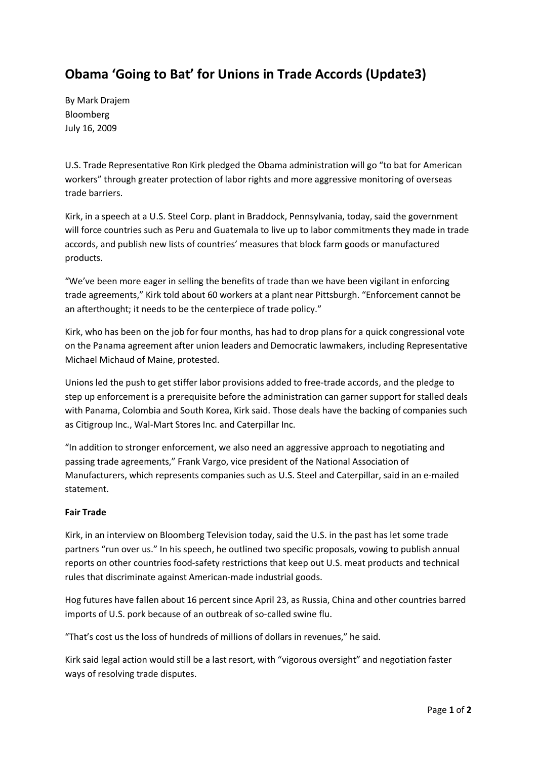# Obama 'Going to Bat' for Unions in Trade Accords (Update3)

By Mark Drajem
Bloomberg
July 16, 2009

U.S. Trade Representative Ron Kirk pledged the Obama administration will go "to bat for American workers" through greater protection of labor rights and more aggressive monitoring of overseas trade barriers.

Kirk, in a speech at a U.S. Steel Corp. plant in Braddock, Pennsylvania, today, said the government will force countries such as Peru and Guatemala to live up to labor commitments they made in trade accords, and publish new lists of countries' measures that block farm goods or manufactured products.

"We've been more eager in selling the benefits of trade than we have been vigilant in enforcing trade agreements," Kirk told about 60 workers at a plant near Pittsburgh. "Enforcement cannot be an afterthought; it needs to be the centerpiece of trade policy."

Kirk, who has been on the job for four months, has had to drop plans for a quick congressional vote on the Panama agreement after union leaders and Democratic lawmakers, including Representative Michael Michaud of Maine, protested.

Unions led the push to get stiffer labor provisions added to free-trade accords, and the pledge to step up enforcement is a prerequisite before the administration can garner support for stalled deals with Panama, Colombia and South Korea, Kirk said. Those deals have the backing of companies such as Citigroup Inc., Wal-Mart Stores Inc. and Caterpillar Inc.

"In addition to stronger enforcement, we also need an aggressive approach to negotiating and passing trade agreements," Frank Vargo, vice president of the National Association of Manufacturers, which represents companies such as U.S. Steel and Caterpillar, said in an e-mailed statement.

**Fair Trade**

Kirk, in an interview on Bloomberg Television today, said the U.S. in the past has let some trade partners "run over us." In his speech, he outlined two specific proposals, vowing to publish annual reports on other countries food-safety restrictions that keep out U.S. meat products and technical rules that discriminate against American-made industrial goods.

Hog futures have fallen about 16 percent since April 23, as Russia, China and other countries barred imports of U.S. pork because of an outbreak of so-called swine flu.

"That's cost us the loss of hundreds of millions of dollars in revenues," he said.

Kirk said legal action would still be a last resort, with "vigorous oversight" and negotiation faster ways of resolving trade disputes.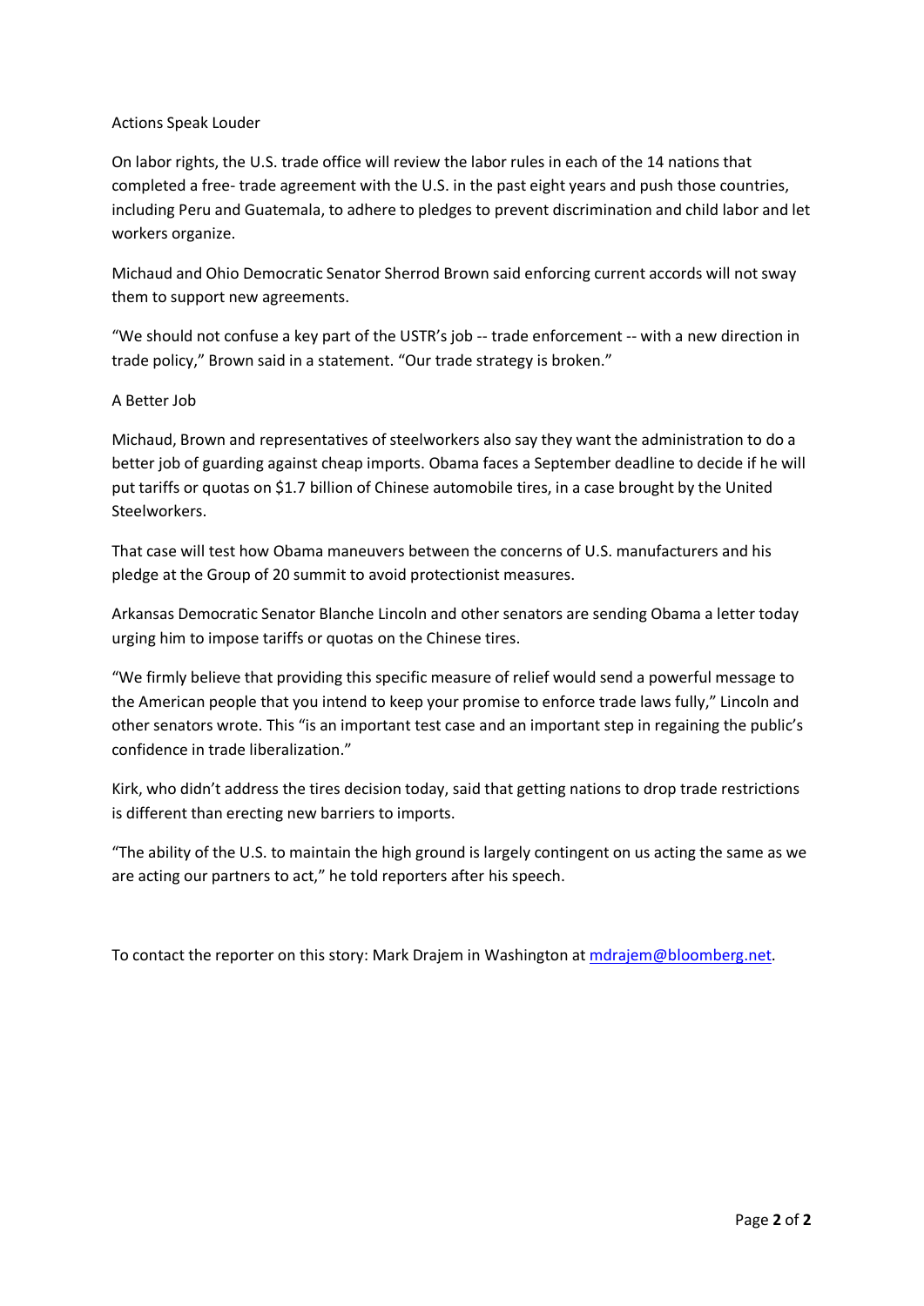## Actions Speak Louder

On labor rights, the U.S. trade office will review the labor rules in each of the 14 nations that completed a free- trade agreement with the U.S. in the past eight years and push those countries, including Peru and Guatemala, to adhere to pledges to prevent discrimination and child labor and let workers organize.

Michaud and Ohio Democratic Senator Sherrod Brown said enforcing current accords will not sway them to support new agreements.

"We should not confuse a key part of the USTR's job -- trade enforcement -- with a new direction in trade policy," Brown said in a statement. "Our trade strategy is broken."

## A Better Job

Michaud, Brown and representatives of steelworkers also say they want the administration to do a better job of guarding against cheap imports. Obama faces a September deadline to decide if he will put tariffs or quotas on $1.7 billion of Chinese automobile tires, in a case brought by the United Steelworkers.

That case will test how Obama maneuvers between the concerns of U.S. manufacturers and his pledge at the Group of 20 summit to avoid protectionist measures.

Arkansas Democratic Senator Blanche Lincoln and other senators are sending Obama a letter today urging him to impose tariffs or quotas on the Chinese tires.

"We firmly believe that providing this specific measure of relief would send a powerful message to the American people that you intend to keep your promise to enforce trade laws fully," Lincoln and other senators wrote. This "is an important test case and an important step in regaining the public's confidence in trade liberalization."

Kirk, who didn't address the tires decision today, said that getting nations to drop trade restrictions is different than erecting new barriers to imports.

"The ability of the U.S. to maintain the high ground is largely contingent on us acting the same as we are acting our partners to act," he told reporters after his speech.

To contact the reporter on this story: Mark Drajem in Washington at mdrajem@bloomberg.net.